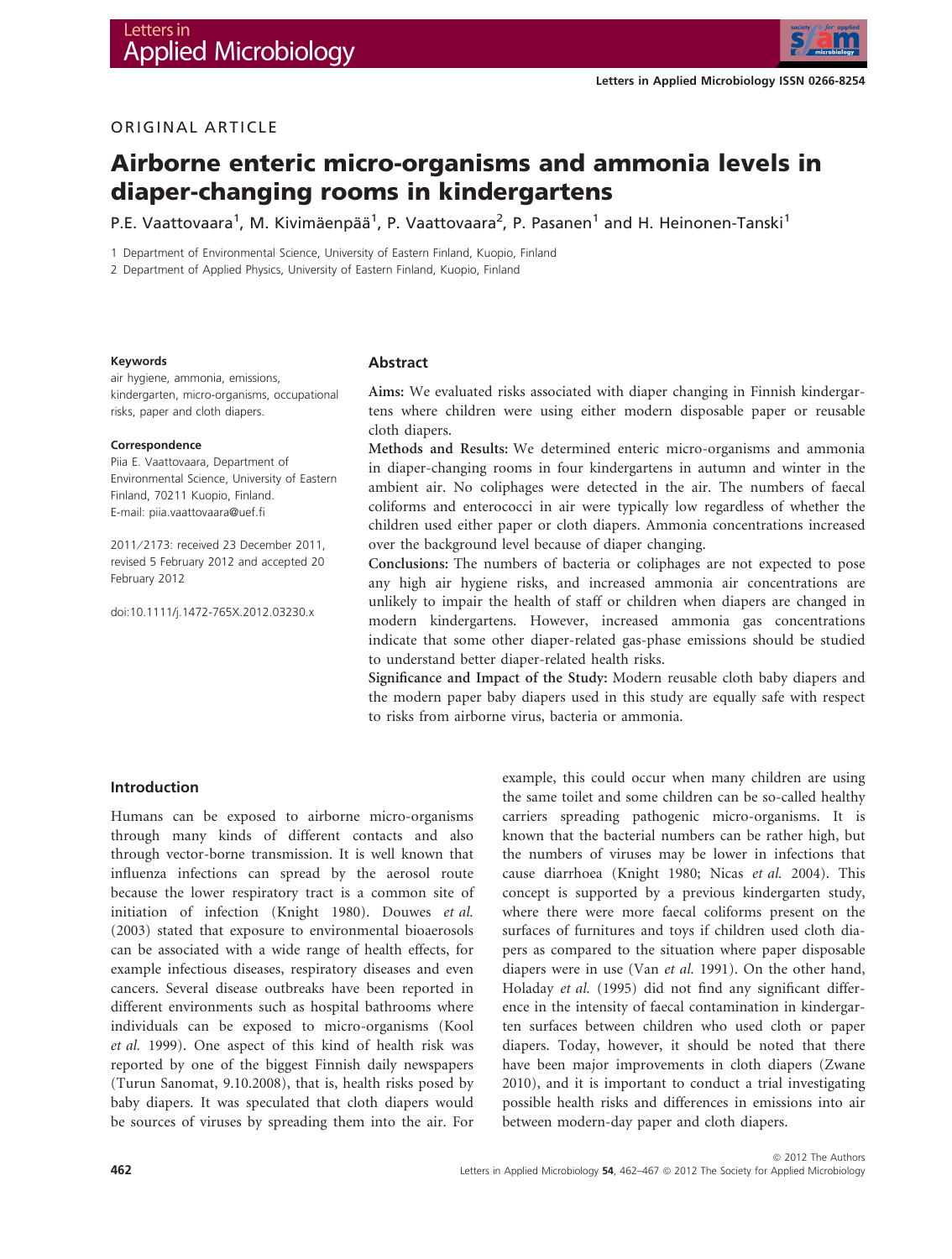ORIGINAL ARTICLE

# Airborne enteric micro-organisms and ammonia levels in diaper-changing rooms in kindergartens

P.E. Vaattovaara[1], M. Kivimäenpää[1], P. Vaattovaara[2], P. Pasanen[1] and H. Heinonen-Tanski[1]

1 Department of Environmental Science, University of Eastern Finland, Kuopio, Finland

2 Department of Applied Physics, University of Eastern Finland, Kuopio, Finland

**Keywords**

air hygiene, ammonia, emissions, kindergarten, micro-organisms, occupational risks, paper and cloth diapers.

**Correspondence**

Piia E. Vaattovaara, Department of Environmental Science, University of Eastern Finland, 70211 Kuopio, Finland.
E-mail: piia.vaattovaara@uef.fi

2011/2173: received 23 December 2011, revised 5 February 2012 and accepted 20 February 2012

doi:10.1111/j.1472-765X.2012.03230.x

## Abstract

**Aims:** We evaluated risks associated with diaper changing in Finnish kindergartens where children were using either modern disposable paper or reusable cloth diapers.

**Methods and Results:** We determined enteric micro-organisms and ammonia in diaper-changing rooms in four kindergartens in autumn and winter in the ambient air. No coliphages were detected in the air. The numbers of faecal coliforms and enterococci in air were typically low regardless of whether the children used either paper or cloth diapers. Ammonia concentrations increased over the background level because of diaper changing.

**Conclusions:** The numbers of bacteria or coliphages are not expected to pose any high air hygiene risks, and increased ammonia air concentrations are unlikely to impair the health of staff or children when diapers are changed in modern kindergartens. However, increased ammonia gas concentrations indicate that some other diaper-related gas-phase emissions should be studied to understand better diaper-related health risks.

**Significance and Impact of the Study:** Modern reusable cloth baby diapers and the modern paper baby diapers used in this study are equally safe with respect to risks from airborne virus, bacteria or ammonia.

## Introduction

Humans can be exposed to airborne micro-organisms through many kinds of different contacts and also through vector-borne transmission. It is well known that influenza infections can spread by the aerosol route because the lower respiratory tract is a common site of initiation of infection (Knight 1980). Douwes *et al.* (2003) stated that exposure to environmental bioaerosols can be associated with a wide range of health effects, for example infectious diseases, respiratory diseases and even cancers. Several disease outbreaks have been reported in different environments such as hospital bathrooms where individuals can be exposed to micro-organisms (Kool *et al.* 1999). One aspect of this kind of health risk was reported by one of the biggest Finnish daily newspapers (Turun Sanomat, 9.10.2008), that is, health risks posed by baby diapers. It was speculated that cloth diapers would be sources of viruses by spreading them into the air. For example, this could occur when many children are using the same toilet and some children can be so-called healthy carriers spreading pathogenic micro-organisms. It is known that the bacterial numbers can be rather high, but the numbers of viruses may be lower in infections that cause diarrhoea (Knight 1980; Nicas *et al.* 2004). This concept is supported by a previous kindergarten study, where there were more faecal coliforms present on the surfaces of furnitures and toys if children used cloth diapers as compared to the situation where paper disposable diapers were in use (Van *et al.* 1991). On the other hand, Holaday *et al.* (1995) did not find any significant difference in the intensity of faecal contamination in kindergarten surfaces between children who used cloth or paper diapers. Today, however, it should be noted that there have been major improvements in cloth diapers (Zwane 2010), and it is important to conduct a trial investigating possible health risks and differences in emissions into air between modern-day paper and cloth diapers.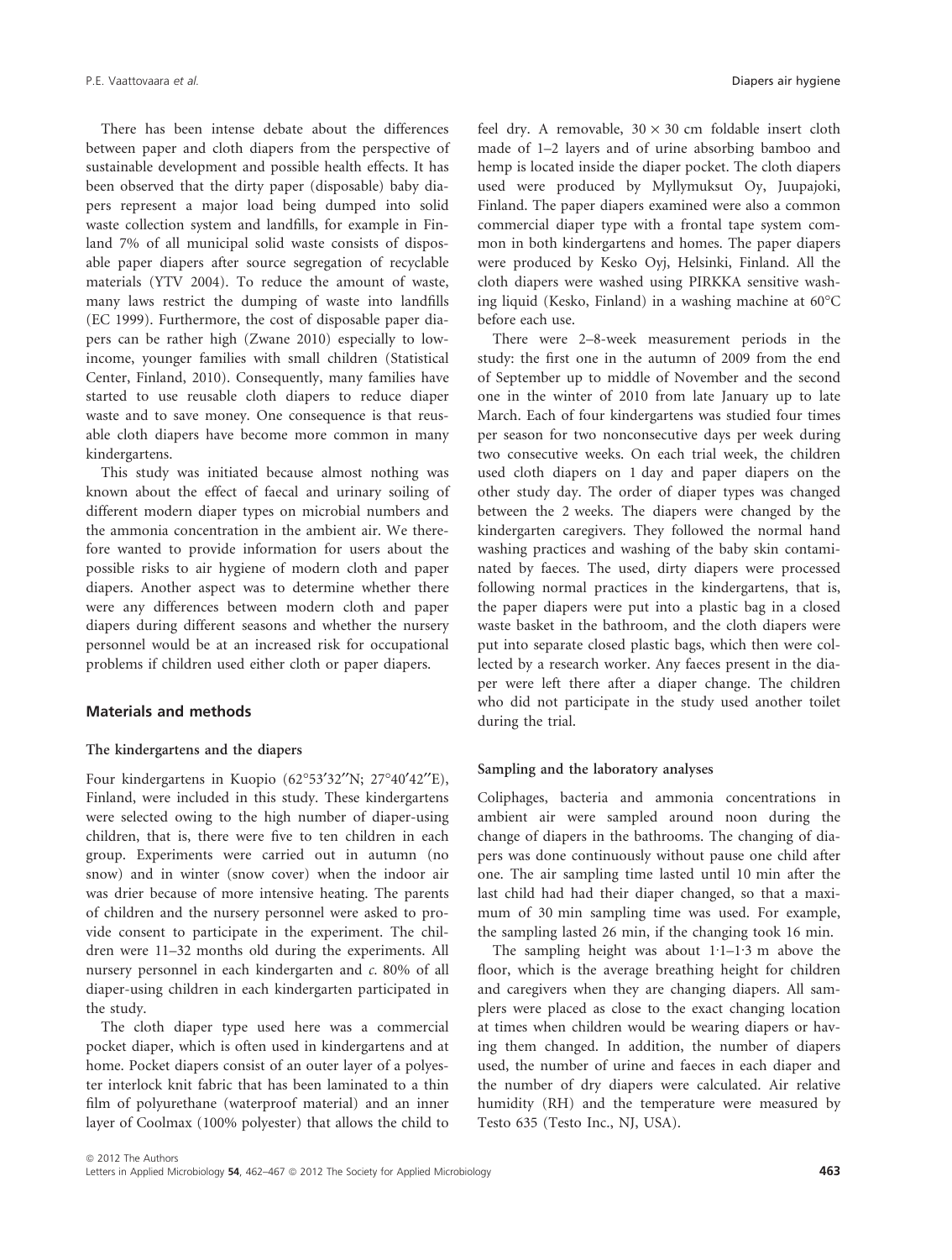There has been intense debate about the differences between paper and cloth diapers from the perspective of sustainable development and possible health effects. It has been observed that the dirty paper (disposable) baby diapers represent a major load being dumped into solid waste collection system and landfills, for example in Finland 7% of all municipal solid waste consists of disposable paper diapers after source segregation of recyclable materials (YTV 2004). To reduce the amount of waste, many laws restrict the dumping of waste into landfills (EC 1999). Furthermore, the cost of disposable paper diapers can be rather high (Zwane 2010) especially to low-income, younger families with small children (Statistical Center, Finland, 2010). Consequently, many families have started to use reusable cloth diapers to reduce diaper waste and to save money. One consequence is that reusable cloth diapers have become more common in many kindergartens.

This study was initiated because almost nothing was known about the effect of faecal and urinary soiling of different modern diaper types on microbial numbers and the ammonia concentration in the ambient air. We therefore wanted to provide information for users about the possible risks to air hygiene of modern cloth and paper diapers. Another aspect was to determine whether there were any differences between modern cloth and paper diapers during different seasons and whether the nursery personnel would be at an increased risk for occupational problems if children used either cloth or paper diapers.

## Materials and methods

### The kindergartens and the diapers

Four kindergartens in Kuopio (62°53′32″N; 27°40′42″E), Finland, were included in this study. These kindergartens were selected owing to the high number of diaper-using children, that is, there were five to ten children in each group. Experiments were carried out in autumn (no snow) and in winter (snow cover) when the indoor air was drier because of more intensive heating. The parents of children and the nursery personnel were asked to provide consent to participate in the experiment. The children were 11–32 months old during the experiments. All nursery personnel in each kindergarten and *c.* 80% of all diaper-using children in each kindergarten participated in the study.

The cloth diaper type used here was a commercial pocket diaper, which is often used in kindergartens and at home. Pocket diapers consist of an outer layer of a polyester interlock knit fabric that has been laminated to a thin film of polyurethane (waterproof material) and an inner layer of Coolmax (100% polyester) that allows the child to feel dry. A removable, $30 \times 30$ cm foldable insert cloth made of 1–2 layers and of urine absorbing bamboo and hemp is located inside the diaper pocket. The cloth diapers used were produced by Myllymuksut Oy, Juupajoki, Finland. The paper diapers examined were also a common commercial diaper type with a frontal tape system common in both kindergartens and homes. The paper diapers were produced by Kesko Oyj, Helsinki, Finland. All the cloth diapers were washed using PIRKKA sensitive washing liquid (Kesko, Finland) in a washing machine at 60°C before each use.

There were 2–8-week measurement periods in the study: the first one in the autumn of 2009 from the end of September up to middle of November and the second one in the winter of 2010 from late January up to late March. Each of four kindergartens was studied four times per season for two nonconsecutive days per week during two consecutive weeks. On each trial week, the children used cloth diapers on 1 day and paper diapers on the other study day. The order of diaper types was changed between the 2 weeks. The diapers were changed by the kindergarten caregivers. They followed the normal hand washing practices and washing of the baby skin contaminated by faeces. The used, dirty diapers were processed following normal practices in the kindergartens, that is, the paper diapers were put into a plastic bag in a closed waste basket in the bathroom, and the cloth diapers were put into separate closed plastic bags, which then were collected by a research worker. Any faeces present in the diaper were left there after a diaper change. The children who did not participate in the study used another toilet during the trial.

### Sampling and the laboratory analyses

Coliphages, bacteria and ammonia concentrations in ambient air were sampled around noon during the change of diapers in the bathrooms. The changing of diapers was done continuously without pause one child after one. The air sampling time lasted until 10 min after the last child had had their diaper changed, so that a maximum of 30 min sampling time was used. For example, the sampling lasted 26 min, if the changing took 16 min.

The sampling height was about 1·1–1·3 m above the floor, which is the average breathing height for children and caregivers when they are changing diapers. All samplers were placed as close to the exact changing location at times when children would be wearing diapers or having them changed. In addition, the number of diapers used, the number of urine and faeces in each diaper and the number of dry diapers were calculated. Air relative humidity (RH) and the temperature were measured by Testo 635 (Testo Inc., NJ, USA).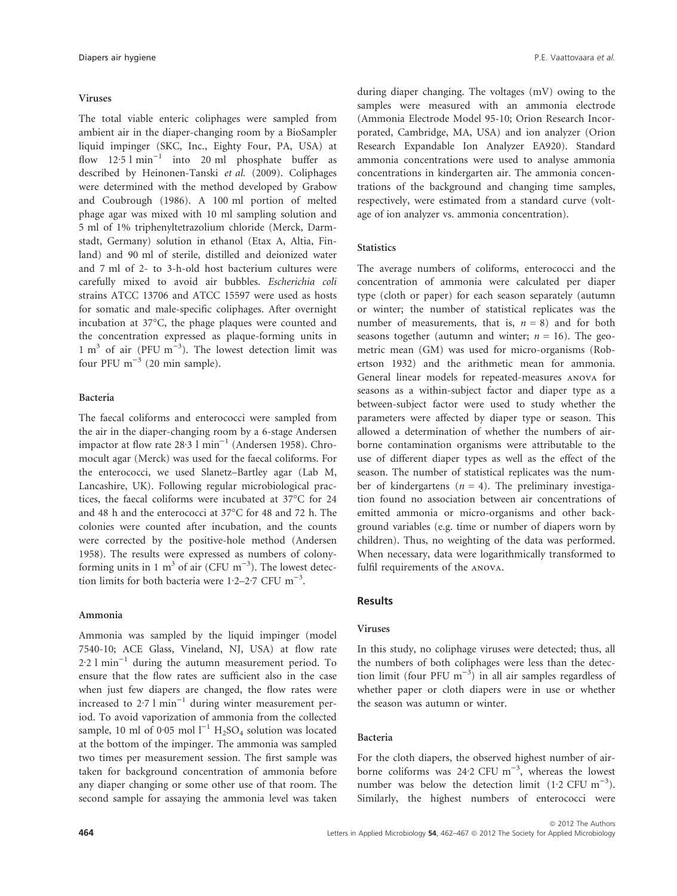### Viruses

The total viable enteric coliphages were sampled from ambient air in the diaper-changing room by a BioSampler liquid impinger (SKC, Inc., Eighty Four, PA, USA) at flow 12·5 l $min^{-1}$ into 20 ml phosphate buffer as described by Heinonen-Tanski *et al.* (2009). Coliphages were determined with the method developed by Grabow and Coubrough (1986). A 100 ml portion of melted phage agar was mixed with 10 ml sampling solution and 5 ml of 1% triphenyltetrazolium chloride (Merck, Darmstadt, Germany) solution in ethanol (Etax A, Altia, Finland) and 90 ml of sterile, distilled and deionized water and 7 ml of 2- to 3-h-old host bacterium cultures were carefully mixed to avoid air bubbles. *Escherichia coli* strains ATCC 13706 and ATCC 15597 were used as hosts for somatic and male-specific coliphages. After overnight incubation at 37°C, the phage plaques were counted and the concentration expressed as plaque-forming units in 1 $m^3$ of air (PFU $m^{-3}$). The lowest detection limit was four PFU $m^{-3}$ (20 min sample).

### Bacteria

The faecal coliforms and enterococci were sampled from the air in the diaper-changing room by a 6-stage Andersen impactor at flow rate 28·3 l $min^{-1}$ (Andersen 1958). Chromocult agar (Merck) was used for the faecal coliforms. For the enterococci, we used Slanetz–Bartley agar (Lab M, Lancashire, UK). Following regular microbiological practices, the faecal coliforms were incubated at 37°C for 24 and 48 h and the enterococci at 37°C for 48 and 72 h. The colonies were counted after incubation, and the counts were corrected by the positive-hole method (Andersen 1958). The results were expressed as numbers of colony-forming units in 1 $m^3$ of air (CFU $m^{-3}$). The lowest detection limits for both bacteria were 1·2–2·7 CFU $m^{-3}$.

### Ammonia

Ammonia was sampled by the liquid impinger (model 7540-10; ACE Glass, Vineland, NJ, USA) at flow rate 2·2 l $min^{-1}$ during the autumn measurement period. To ensure that the flow rates are sufficient also in the case when just few diapers are changed, the flow rates were increased to 2·7 l $min^{-1}$ during winter measurement period. To avoid vaporization of ammonia from the collected sample, 10 ml of 0·05 mol $l^{-1}$ $H_2SO_4$ solution was located at the bottom of the impinger. The ammonia was sampled two times per measurement session. The first sample was taken for background concentration of ammonia before any diaper changing or some other use of that room. The second sample for assaying the ammonia level was taken during diaper changing. The voltages (mV) owing to the samples were measured with an ammonia electrode (Ammonia Electrode Model 95-10; Orion Research Incorporated, Cambridge, MA, USA) and ion analyzer (Orion Research Expandable Ion Analyzer EA920). Standard ammonia concentrations were used to analyse ammonia concentrations in kindergarten air. The ammonia concentrations of the background and changing time samples, respectively, were estimated from a standard curve (voltage of ion analyzer vs. ammonia concentration).

### Statistics

The average numbers of coliforms, enterococci and the concentration of ammonia were calculated per diaper type (cloth or paper) for each season separately (autumn or winter; the number of statistical replicates was the number of measurements, that is, $n = 8$) and for both seasons together (autumn and winter; $n = 16$). The geometric mean (GM) was used for micro-organisms (Robertson 1932) and the arithmetic mean for ammonia. General linear models for repeated-measures ANOVA for seasons as a within-subject factor and diaper type as a between-subject factor were used to study whether the parameters were affected by diaper type or season. This allowed a determination of whether the numbers of airborne contamination organisms were attributable to the use of different diaper types as well as the effect of the season. The number of statistical replicates was the number of kindergartens ($n = 4$). The preliminary investigation found no association between air concentrations of emitted ammonia or micro-organisms and other background variables (e.g. time or number of diapers worn by children). Thus, no weighting of the data was performed. When necessary, data were logarithmically transformed to fulfil requirements of the ANOVA.

## Results

### Viruses

In this study, no coliphage viruses were detected; thus, all the numbers of both coliphages were less than the detection limit (four PFU $m^{-3}$) in all air samples regardless of whether paper or cloth diapers were in use or whether the season was autumn or winter.

### Bacteria

For the cloth diapers, the observed highest number of airborne coliforms was 24·2 CFU $m^{-3}$, whereas the lowest number was below the detection limit (1·2 CFU $m^{-3}$). Similarly, the highest numbers of enterococci were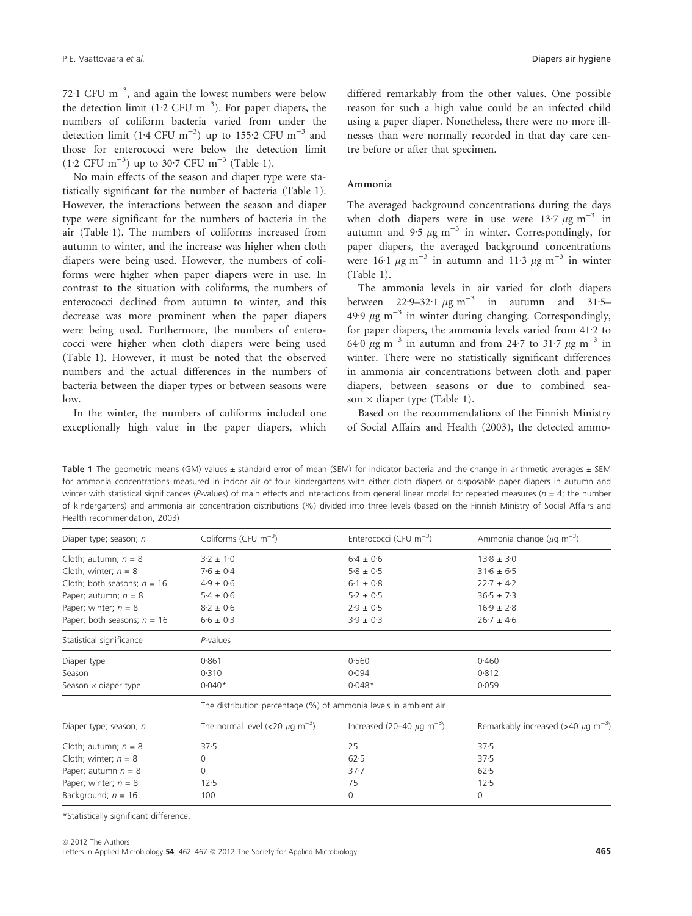72·1 CFU $m^{-3}$, and again the lowest numbers were below the detection limit (1·2 CFU $m^{-3}$). For paper diapers, the numbers of coliform bacteria varied from under the detection limit (1·4 CFU $m^{-3}$) up to 155·2 CFU $m^{-3}$ and those for enterococci were below the detection limit (1·2 CFU $m^{-3}$) up to 30·7 CFU $m^{-3}$ (Table 1).

No main effects of the season and diaper type were statistically significant for the number of bacteria (Table 1). However, the interactions between the season and diaper type were significant for the numbers of bacteria in the air (Table 1). The numbers of coliforms increased from autumn to winter, and the increase was higher when cloth diapers were being used. However, the numbers of coliforms were higher when paper diapers were in use. In contrast to the situation with coliforms, the numbers of enterococci declined from autumn to winter, and this decrease was more prominent when the paper diapers were being used. Furthermore, the numbers of enterococci were higher when cloth diapers were being used (Table 1). However, it must be noted that the observed numbers and the actual differences in the numbers of bacteria between the diaper types or between seasons were low.

In the winter, the numbers of coliforms included one exceptionally high value in the paper diapers, which differed remarkably from the other values. One possible reason for such a high value could be an infected child using a paper diaper. Nonetheless, there were no more illnesses than were normally recorded in that day care centre before or after that specimen.

#### Ammonia

The averaged background concentrations during the days when cloth diapers were in use were 13·7 $\mu g\ m^{-3}$ in autumn and 9·5 $\mu g\ m^{-3}$ in winter. Correspondingly, for paper diapers, the averaged background concentrations were 16·1 $\mu g\ m^{-3}$ in autumn and 11·3 $\mu g\ m^{-3}$ in winter (Table 1).

The ammonia levels in air varied for cloth diapers between 22·9–32·1 $\mu g\ m^{-3}$ in autumn and 31·5–49·9 $\mu g\ m^{-3}$ in winter during changing. Correspondingly, for paper diapers, the ammonia levels varied from 41·2 to 64·0 $\mu g\ m^{-3}$ in autumn and from 24·7 to 31·7 $\mu g\ m^{-3}$ in winter. There were no statistically significant differences in ammonia air concentrations between cloth and paper diapers, between seasons or due to combined season × diaper type (Table 1).

Based on the recommendations of the Finnish Ministry of Social Affairs and Health (2003), the detected ammo-

**Table 1** The geometric means (GM) values ± standard error of mean (SEM) for indicator bacteria and the change in arithmetic averages ± SEM for ammonia concentrations measured in indoor air of four kindergartens with either cloth diapers or disposable paper diapers in autumn and winter with statistical significances (P-values) of main effects and interactions from general linear model for repeated measures ($n = 4$; the number of kindergartens) and ammonia air concentration distributions (%) divided into three levels (based on the Finnish Ministry of Social Affairs and Health recommendation, 2003)

| Diaper type; season; n | Coliforms (CFU $m^{-3}$) | Enterococci (CFU $m^{-3}$) | Ammonia change ($\mu g\ m^{-3}$) |
|---|---|---|---|
| Cloth; autumn; $n = 8$ | 3·2 ± 1·0 | 6·4 ± 0·6 | 13·8 ± 3·0 |
| Cloth; winter; $n = 8$ | 7·6 ± 0·4 | 5·8 ± 0·5 | 31·6 ± 6·5 |
| Cloth; both seasons; $n = 16$ | 4·9 ± 0·6 | 6·1 ± 0·8 | 22·7 ± 4·2 |
| Paper; autumn; $n = 8$ | 5·4 ± 0·6 | 5·2 ± 0·5 | 36·5 ± 7·3 |
| Paper; winter; $n = 8$ | 8·2 ± 0·6 | 2·9 ± 0·5 | 16·9 ± 2·8 |
| Paper; both seasons; $n = 16$ | 6·6 ± 0·3 | 3·9 ± 0·3 | 26·7 ± 4·6 |
| Statistical significance | P-values | | |
| Diaper type | 0·861 | 0·560 | 0·460 |
| Season | 0·310 | 0·094 | 0·812 |
| Season × diaper type | 0·040* | 0·048* | 0·059 |
| | The distribution percentage (%) of ammonia levels in ambient air | | |
| Diaper type; season; n | The normal level (<20 $\mu g\ m^{-3}$) | Increased (20–40 $\mu g\ m^{-3}$) | Remarkably increased (>40 $\mu g\ m^{-3}$) |
| Cloth; autumn; $n = 8$ | 37·5 | 25 | 37·5 |
| Cloth; winter; $n = 8$ | 0 | 62·5 | 37·5 |
| Paper; autumn $n = 8$ | 0 | 37·7 | 62·5 |
| Paper; winter; $n = 8$ | 12·5 | 75 | 12·5 |
| Background; $n = 16$ | 100 | 0 | 0 |

*Statistically significant difference.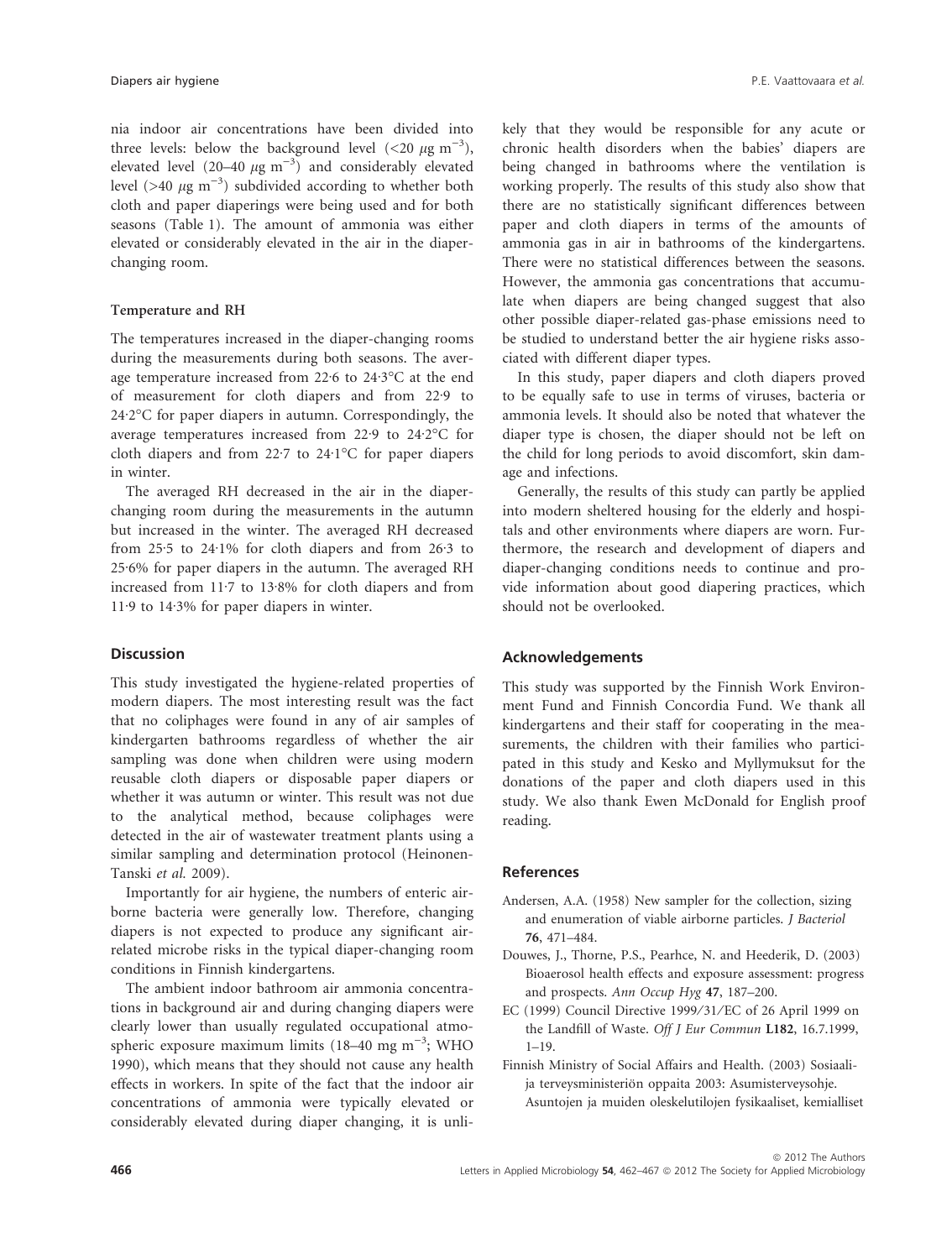nia indoor air concentrations have been divided into three levels: below the background level (<20 $\mu$g m$^{-3}$), elevated level (20–40 $\mu$g m$^{-3}$) and considerably elevated level (>40 $\mu$g m$^{-3}$) subdivided according to whether both cloth and paper diaperings were being used and for both seasons (Table 1). The amount of ammonia was either elevated or considerably elevated in the air in the diaper-changing room.

#### Temperature and RH

The temperatures increased in the diaper-changing rooms during the measurements during both seasons. The average temperature increased from 22·6 to 24·3°C at the end of measurement for cloth diapers and from 22·9 to 24·2°C for paper diapers in autumn. Correspondingly, the average temperatures increased from 22·9 to 24·2°C for cloth diapers and from 22·7 to 24·1°C for paper diapers in winter.

The averaged RH decreased in the air in the diaper-changing room during the measurements in the autumn but increased in the winter. The averaged RH decreased from 25·5 to 24·1% for cloth diapers and from 26·3 to 25·6% for paper diapers in the autumn. The averaged RH increased from 11·7 to 13·8% for cloth diapers and from 11·9 to 14·3% for paper diapers in winter.

## Discussion

This study investigated the hygiene-related properties of modern diapers. The most interesting result was the fact that no coliphages were found in any of air samples of kindergarten bathrooms regardless of whether the air sampling was done when children were using modern reusable cloth diapers or disposable paper diapers or whether it was autumn or winter. This result was not due to the analytical method, because coliphages were detected in the air of wastewater treatment plants using a similar sampling and determination protocol (Heinonen-Tanski *et al.* 2009).

Importantly for air hygiene, the numbers of enteric airborne bacteria were generally low. Therefore, changing diapers is not expected to produce any significant air-related microbe risks in the typical diaper-changing room conditions in Finnish kindergartens.

The ambient indoor bathroom air ammonia concentrations in background air and during changing diapers were clearly lower than usually regulated occupational atmospheric exposure maximum limits (18–40 mg m$^{-3}$; WHO 1990), which means that they should not cause any health effects in workers. In spite of the fact that the indoor air concentrations of ammonia were typically elevated or considerably elevated during diaper changing, it is unlikely that they would be responsible for any acute or chronic health disorders when the babies' diapers are being changed in bathrooms where the ventilation is working properly. The results of this study also show that there are no statistically significant differences between paper and cloth diapers in terms of the amounts of ammonia gas in air in bathrooms of the kindergartens. There were no statistical differences between the seasons. However, the ammonia gas concentrations that accumulate when diapers are being changed suggest that also other possible diaper-related gas-phase emissions need to be studied to understand better the air hygiene risks associated with different diaper types.

In this study, paper diapers and cloth diapers proved to be equally safe to use in terms of viruses, bacteria or ammonia levels. It should also be noted that whatever the diaper type is chosen, the diaper should not be left on the child for long periods to avoid discomfort, skin damage and infections.

Generally, the results of this study can partly be applied into modern sheltered housing for the elderly and hospitals and other environments where diapers are worn. Furthermore, the research and development of diapers and diaper-changing conditions needs to continue and provide information about good diapering practices, which should not be overlooked.

## Acknowledgements

This study was supported by the Finnish Work Environment Fund and Finnish Concordia Fund. We thank all kindergartens and their staff for cooperating in the measurements, the children with their families who participated in this study and Kesko and Myllymuksut for the donations of the paper and cloth diapers used in this study. We also thank Ewen McDonald for English proof reading.

## References

Andersen, A.A. (1958) New sampler for the collection, sizing and enumeration of viable airborne particles. *J Bacteriol* **76**, 471–484.

Douwes, J., Thorne, P.S., Pearhce, N. and Heederik, D. (2003) Bioaerosol health effects and exposure assessment: progress and prospects. *Ann Occup Hyg* **47**, 187–200.

EC (1999) Council Directive 1999/31/EC of 26 April 1999 on the Landfill of Waste. *Off J Eur Commun* **L182**, 16.7.1999, 1–19.

Finnish Ministry of Social Affairs and Health. (2003) Sosiaali- ja terveysministeriön oppaita 2003: Asumisterveysohje. Asuntojen ja muiden oleskelutilojen fysikaaliset, kemialliset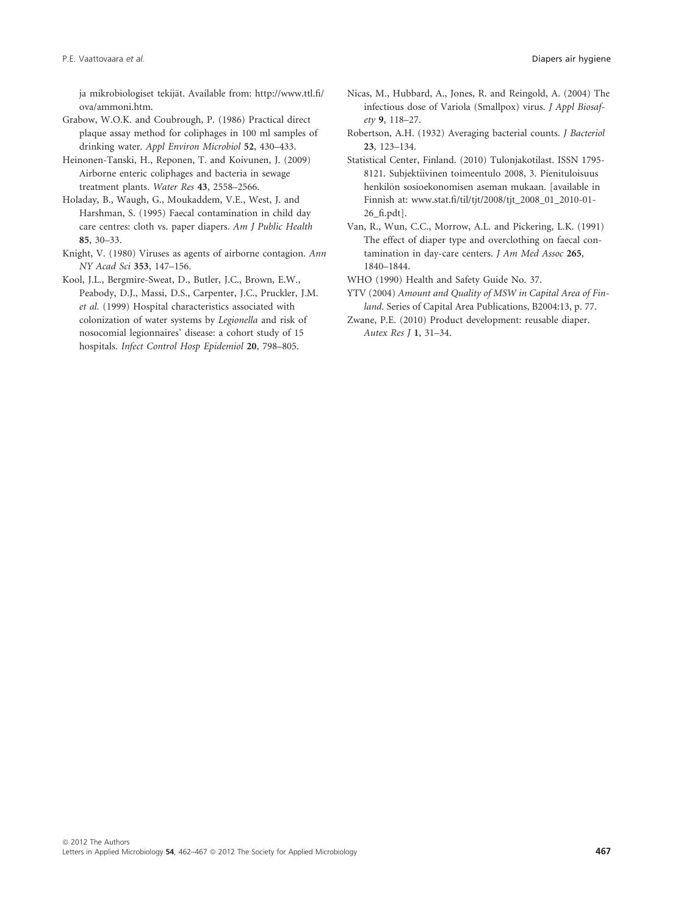ja mikrobiologiset tekijät. Available from: http://www.ttl.fi/ova/ammoni.htm.

Grabow, W.O.K. and Coubrough, P. (1986) Practical direct plaque assay method for coliphages in 100 ml samples of drinking water. *Appl Environ Microbiol* **52**, 430–433.

Heinonen-Tanski, H., Reponen, T. and Koivunen, J. (2009) Airborne enteric coliphages and bacteria in sewage treatment plants. *Water Res* **43**, 2558–2566.

Holaday, B., Waugh, G., Moukaddem, V.E., West, J. and Harshman, S. (1995) Faecal contamination in child day care centres: cloth vs. paper diapers. *Am J Public Health* **85**, 30–33.

Knight, V. (1980) Viruses as agents of airborne contagion. *Ann NY Acad Sci* **353**, 147–156.

Kool, J.L., Bergmire-Sweat, D., Butler, J.C., Brown, E.W., Peabody, D.J., Massi, D.S., Carpenter, J.C., Pruckler, J.M. *et al.* (1999) Hospital characteristics associated with colonization of water systems by *Legionella* and risk of nosocomial legionnaires' disease: a cohort study of 15 hospitals. *Infect Control Hosp Epidemiol* **20**, 798–805.

Nicas, M., Hubbard, A., Jones, R. and Reingold, A. (2004) The infectious dose of Variola (Smallpox) virus. *J Appl Biosafety* **9**, 118–27.

Robertson, A.H. (1932) Averaging bacterial counts. *J Bacteriol* **23**, 123–134.

Statistical Center, Finland. (2010) Tulonjakotilast. ISSN 1795-8121. Subjektiivinen toimeentulo 2008, 3. Pienituloisuus henkilön sosioekonomisen aseman mukaan. [available in Finnish at: www.stat.fi/til/tjt/2008/tjt_2008_01_2010-01-26_fi.pdt].

Van, R., Wun, C.C., Morrow, A.L. and Pickering, L.K. (1991) The effect of diaper type and overclothing on faecal contamination in day-care centers. *J Am Med Assoc* **265**, 1840–1844.

WHO (1990) Health and Safety Guide No. 37.

YTV (2004) *Amount and Quality of MSW in Capital Area of Finland*. Series of Capital Area Publications, B2004:13, p. 77.

Zwane, P.E. (2010) Product development: reusable diaper. *Autex Res J* **1**, 31–34.